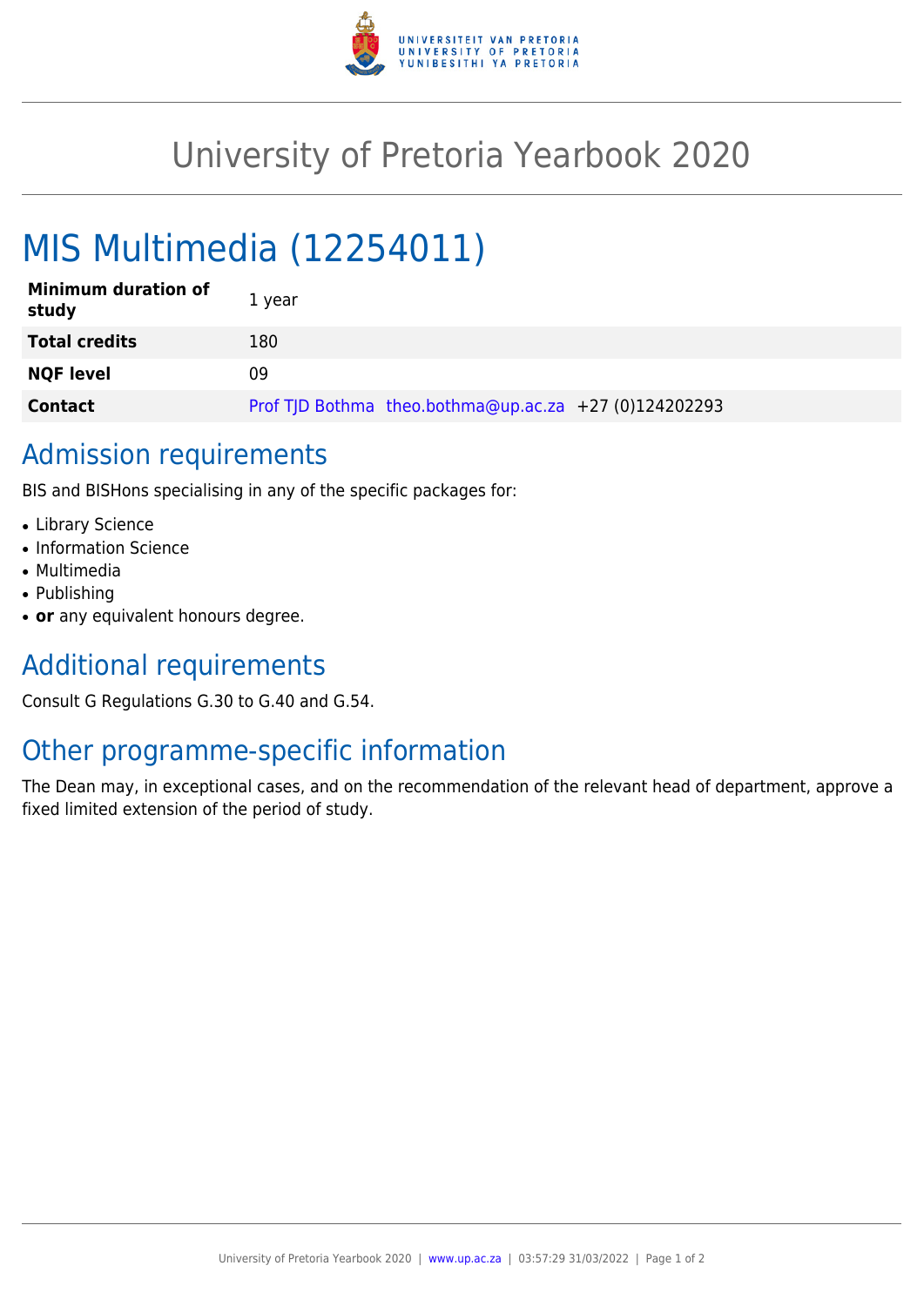# University of Pretoria Yearbook 2020

## MIS Multimedia (12254011)

| | |
|---|---|
| **Minimum duration of study** | 1 year |
| **Total credits** | 180 |
| **NQF level** | 09 |
| **Contact** | Prof TJD Bothma theo.bothma@up.ac.za +27 (0)124202293 |

## Admission requirements

BIS and BISHons specialising in any of the specific packages for:

- Library Science
- Information Science
- Multimedia
- Publishing
- **or** any equivalent honours degree.

## Additional requirements

Consult G Regulations G.30 to G.40 and G.54.

## Other programme-specific information

The Dean may, in exceptional cases, and on the recommendation of the relevant head of department, approve a fixed limited extension of the period of study.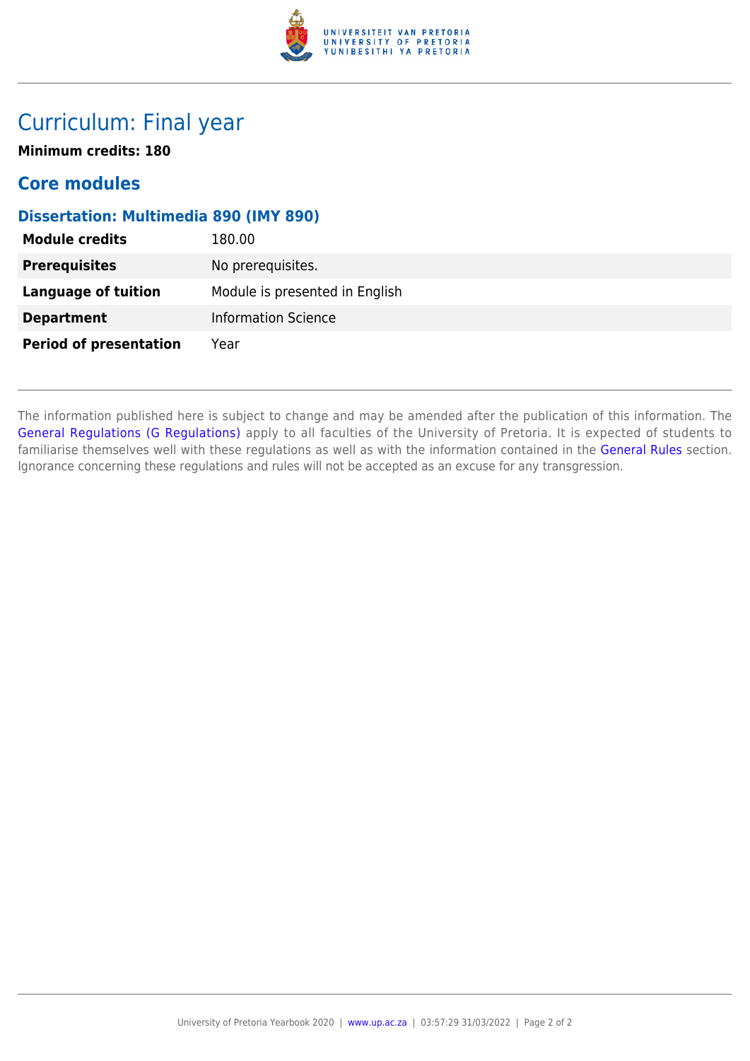# Curriculum: Final year

**Minimum credits: 180**

## Core modules

### Dissertation: Multimedia 890 (IMY 890)

| | |
|---|---|
| **Module credits** | 180.00 |
| **Prerequisites** | No prerequisites. |
| **Language of tuition** | Module is presented in English |
| **Department** | Information Science |
| **Period of presentation** | Year |

The information published here is subject to change and may be amended after the publication of this information. The General Regulations (G Regulations) apply to all faculties of the University of Pretoria. It is expected of students to familiarise themselves well with these regulations as well as with the information contained in the General Rules section. Ignorance concerning these regulations and rules will not be accepted as an excuse for any transgression.